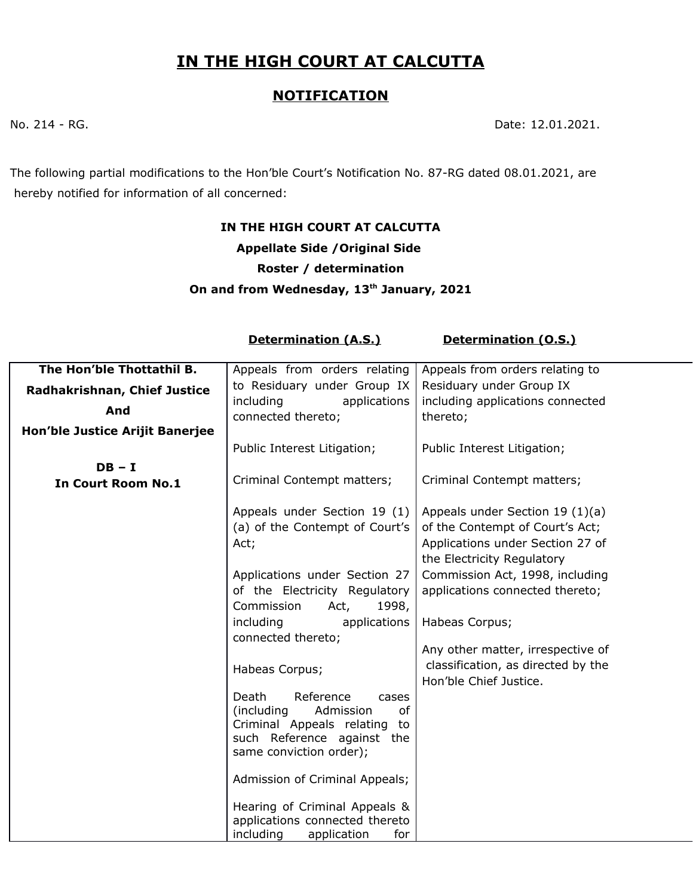# IN THE HIGH COURT AT CALCUTTA

## NOTIFICATION

No. 214 - RG. Date: 12.01.2021.

The following partial modifications to the Hon'ble Court's Notification No. 87-RG dated 08.01.2021, are hereby notified for information of all concerned:

**IN THE HIGH COURT AT CALCUTTA**

**Appellate Side /Original Side**

**Roster / determination**

**On and from Wednesday, 13th January, 2021**

| | **Determination (A.S.)** | **Determination (O.S.)** |
|---|---|---|
| **The Hon'ble Thottathil B. Radhakrishnan, Chief Justice And Hon'ble Justice Arijit Banerjee**<br><br>**DB – I**<br>**In Court Room No.1** | Appeals from orders relating to Residuary under Group IX including applications connected thereto;<br><br>Public Interest Litigation;<br><br>Criminal Contempt matters;<br><br>Appeals under Section 19 (1) (a) of the Contempt of Court's Act;<br><br>Applications under Section 27 of the Electricity Regulatory Commission Act, 1998, including applications connected thereto;<br><br>Habeas Corpus;<br><br>Death Reference cases (including Admission of Criminal Appeals relating to such Reference against the same conviction order);<br><br>Admission of Criminal Appeals;<br><br>Hearing of Criminal Appeals & applications connected thereto including application for | Appeals from orders relating to Residuary under Group IX including applications connected thereto;<br><br>Public Interest Litigation;<br><br>Criminal Contempt matters;<br><br>Appeals under Section 19 (1)(a) of the Contempt of Court's Act;<br>Applications under Section 27 of the Electricity Regulatory Commission Act, 1998, including applications connected thereto;<br><br>Habeas Corpus;<br><br>Any other matter, irrespective of classification, as directed by the Hon'ble Chief Justice. |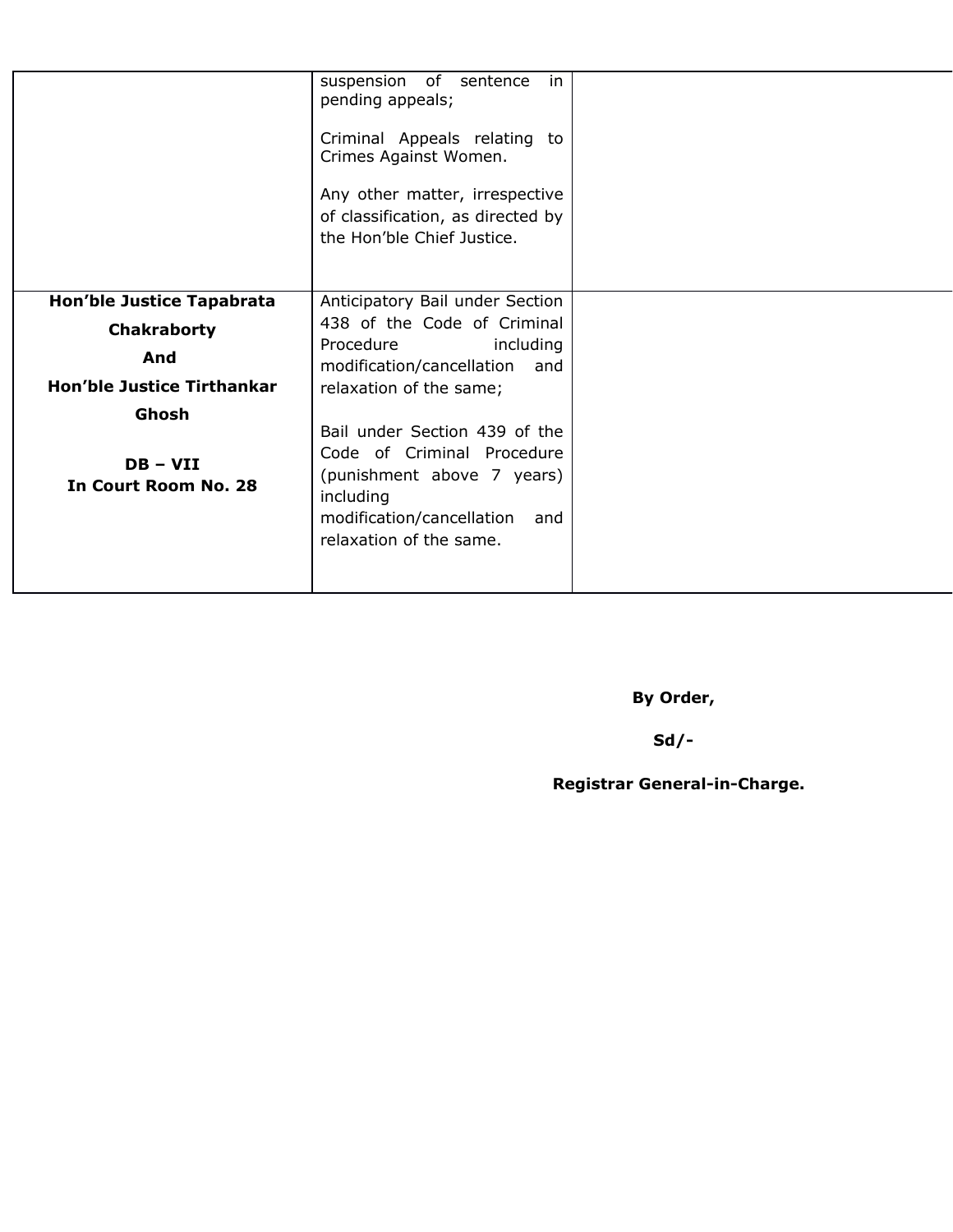| | | |
|---|---|---|
| | suspension of sentence in pending appeals;<br><br>Criminal Appeals relating to Crimes Against Women.<br><br>Any other matter, irrespective of classification, as directed by the Hon'ble Chief Justice. | |
| **Hon'ble Justice Tapabrata Chakraborty And Hon'ble Justice Tirthankar Ghosh**<br><br>**DB – VII**<br>**In Court Room No. 28** | Anticipatory Bail under Section 438 of the Code of Criminal Procedure including modification/cancellation and relaxation of the same;<br><br>Bail under Section 439 of the Code of Criminal Procedure (punishment above 7 years) including modification/cancellation and relaxation of the same. | |

**By Order,**

**Sd/-**

**Registrar General-in-Charge.**